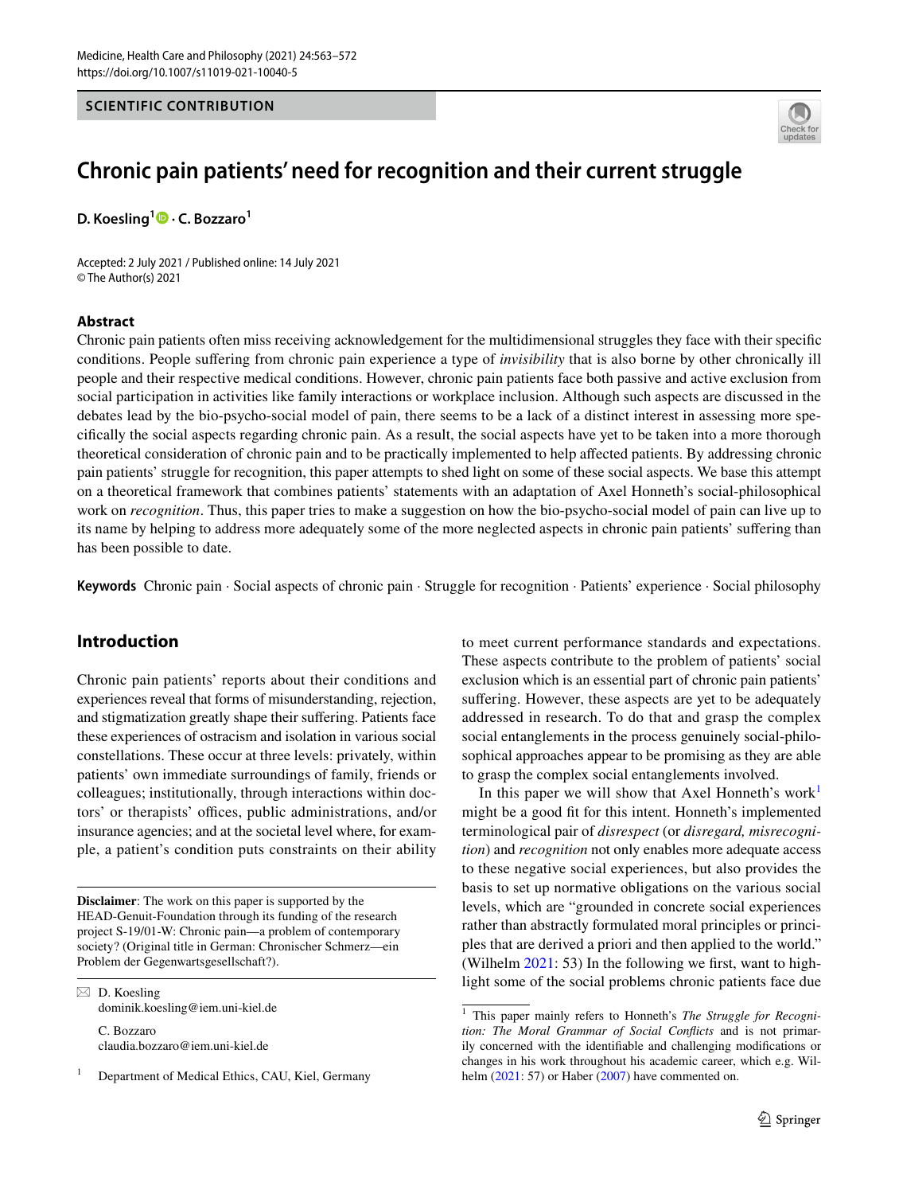SCIENTIFIC CONTRIBUTION

# Chronic pain patients' need for recognition and their current struggle

**D. Koesling[1] · C. Bozzaro[1]**

Accepted: 2 July 2021 / Published online: 14 July 2021
© The Author(s) 2021

## Abstract

Chronic pain patients often miss receiving acknowledgement for the multidimensional struggles they face with their specific conditions. People suffering from chronic pain experience a type of *invisibility* that is also borne by other chronically ill people and their respective medical conditions. However, chronic pain patients face both passive and active exclusion from social participation in activities like family interactions or workplace inclusion. Although such aspects are discussed in the debates lead by the bio-psycho-social model of pain, there seems to be a lack of a distinct interest in assessing more specifically the social aspects regarding chronic pain. As a result, the social aspects have yet to be taken into a more thorough theoretical consideration of chronic pain and to be practically implemented to help affected patients. By addressing chronic pain patients' struggle for recognition, this paper attempts to shed light on some of these social aspects. We base this attempt on a theoretical framework that combines patients' statements with an adaptation of Axel Honneth's social-philosophical work on *recognition*. Thus, this paper tries to make a suggestion on how the bio-psycho-social model of pain can live up to its name by helping to address more adequately some of the more neglected aspects in chronic pain patients' suffering than has been possible to date.

**Keywords** Chronic pain · Social aspects of chronic pain · Struggle for recognition · Patients' experience · Social philosophy

## Introduction

Chronic pain patients' reports about their conditions and experiences reveal that forms of misunderstanding, rejection, and stigmatization greatly shape their suffering. Patients face these experiences of ostracism and isolation in various social constellations. These occur at three levels: privately, within patients' own immediate surroundings of family, friends or colleagues; institutionally, through interactions within doctors' or therapists' offices, public administrations, and/or insurance agencies; and at the societal level where, for example, a patient's condition puts constraints on their ability to meet current performance standards and expectations. These aspects contribute to the problem of patients' social exclusion which is an essential part of chronic pain patients' suffering. However, these aspects are yet to be adequately addressed in research. To do that and grasp the complex social entanglements in the process genuinely social-philosophical approaches appear to be promising as they are able to grasp the complex social entanglements involved.

In this paper we will show that Axel Honneth's work[1] might be a good fit for this intent. Honneth's implemented terminological pair of *disrespect* (or *disregard, misrecognition*) and *recognition* not only enables more adequate access to these negative social experiences, but also provides the basis to set up normative obligations on the various social levels, which are "grounded in concrete social experiences rather than abstractly formulated moral principles or principles that are derived a priori and then applied to the world." (Wilhelm 2021: 53) In the following we first, want to highlight some of the social problems chronic patients face due

**Disclaimer**: The work on this paper is supported by the HEAD-Genuit-Foundation through its funding of the research project S-19/01-W: Chronic pain—a problem of contemporary society? (Original title in German: Chronischer Schmerz—ein Problem der Gegenwartsgesellschaft?).

✉ D. Koesling
dominik.koesling@iem.uni-kiel.de

C. Bozzaro
claudia.bozzaro@iem.uni-kiel.de

[1] Department of Medical Ethics, CAU, Kiel, Germany

[1] This paper mainly refers to Honneth's *The Struggle for Recognition: The Moral Grammar of Social Conflicts* and is not primarily concerned with the identifiable and challenging modifications or changes in his work throughout his academic career, which e.g. Wilhelm (2021: 57) or Haber (2007) have commented on.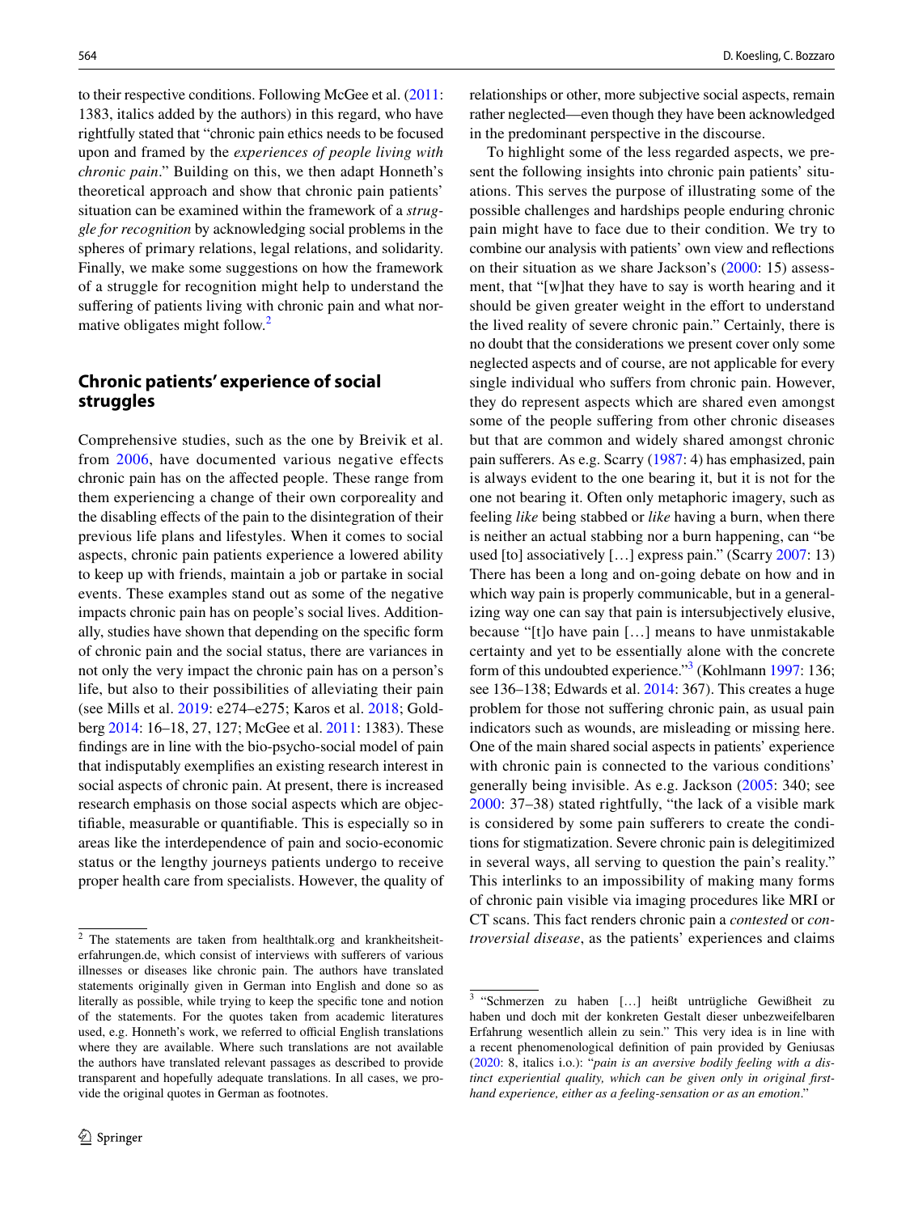to their respective conditions. Following McGee et al. (2011: 1383, italics added by the authors) in this regard, who have rightfully stated that "chronic pain ethics needs to be focused upon and framed by the *experiences of people living with chronic pain*." Building on this, we then adapt Honneth's theoretical approach and show that chronic pain patients' situation can be examined within the framework of a *struggle for recognition* by acknowledging social problems in the spheres of primary relations, legal relations, and solidarity. Finally, we make some suggestions on how the framework of a struggle for recognition might help to understand the suffering of patients living with chronic pain and what normative obligates might follow.[2]

## Chronic patients' experience of social struggles

Comprehensive studies, such as the one by Breivik et al. from 2006, have documented various negative effects chronic pain has on the affected people. These range from them experiencing a change of their own corporeality and the disabling effects of the pain to the disintegration of their previous life plans and lifestyles. When it comes to social aspects, chronic pain patients experience a lowered ability to keep up with friends, maintain a job or partake in social events. These examples stand out as some of the negative impacts chronic pain has on people's social lives. Additionally, studies have shown that depending on the specific form of chronic pain and the social status, there are variances in not only the very impact the chronic pain has on a person's life, but also to their possibilities of alleviating their pain (see Mills et al. 2019: e274–e275; Karos et al. 2018; Goldberg 2014: 16–18, 27, 127; McGee et al. 2011: 1383). These findings are in line with the bio-psycho-social model of pain that indisputably exemplifies an existing research interest in social aspects of chronic pain. At present, there is increased research emphasis on those social aspects which are objectifiable, measurable or quantifiable. This is especially so in areas like the interdependence of pain and socio-economic status or the lengthy journeys patients undergo to receive proper health care from specialists. However, the quality of relationships or other, more subjective social aspects, remain rather neglected—even though they have been acknowledged in the predominant perspective in the discourse.

To highlight some of the less regarded aspects, we present the following insights into chronic pain patients' situations. This serves the purpose of illustrating some of the possible challenges and hardships people enduring chronic pain might have to face due to their condition. We try to combine our analysis with patients' own view and reflections on their situation as we share Jackson's (2000: 15) assessment, that "[w]hat they have to say is worth hearing and it should be given greater weight in the effort to understand the lived reality of severe chronic pain." Certainly, there is no doubt that the considerations we present cover only some neglected aspects and of course, are not applicable for every single individual who suffers from chronic pain. However, they do represent aspects which are shared even amongst some of the people suffering from other chronic diseases but that are common and widely shared amongst chronic pain sufferers. As e.g. Scarry (1987: 4) has emphasized, pain is always evident to the one bearing it, but it is not for the one not bearing it. Often only metaphoric imagery, such as feeling *like* being stabbed or *like* having a burn, when there is neither an actual stabbing nor a burn happening, can "be used [to] associatively […] express pain." (Scarry 2007: 13) There has been a long and on-going debate on how and in which way pain is properly communicable, but in a generalizing way one can say that pain is intersubjectively elusive, because "[t]o have pain […] means to have unmistakable certainty and yet to be essentially alone with the concrete form of this undoubted experience."[3] (Kohlmann 1997: 136; see 136–138; Edwards et al. 2014: 367). This creates a huge problem for those not suffering chronic pain, as usual pain indicators such as wounds, are misleading or missing here. One of the main shared social aspects in patients' experience with chronic pain is connected to the various conditions' generally being invisible. As e.g. Jackson (2005: 340; see 2000: 37–38) stated rightfully, "the lack of a visible mark is considered by some pain sufferers to create the conditions for stigmatization. Severe chronic pain is delegitimized in several ways, all serving to question the pain's reality." This interlinks to an impossibility of making many forms of chronic pain visible via imaging procedures like MRI or CT scans. This fact renders chronic pain a *contested* or *controversial disease*, as the patients' experiences and claims

---

[2] The statements are taken from healthtalk.org and krankheitserfahrungen.de, which consist of interviews with sufferers of various illnesses or diseases like chronic pain. The authors have translated statements originally given in German into English and done so as literally as possible, while trying to keep the specific tone and notion of the statements. For the quotes taken from academic literatures used, e.g. Honneth's work, we referred to official English translations where they are available. Where such translations are not available the authors have translated relevant passages as described to provide transparent and hopefully adequate translations. In all cases, we provide the original quotes in German as footnotes.

[3] "Schmerzen zu haben […] heißt untrügliche Gewißheit zu haben und doch mit der konkreten Gestalt dieser unbezweifelbaren Erfahrung wesentlich allein zu sein." This very idea is in line with a recent phenomenological definition of pain provided by Geniusas (2020: 8, italics i.o.): "*pain is an aversive bodily feeling with a distinct experiential quality, which can be given only in original first-hand experience, either as a feeling-sensation or as an emotion*."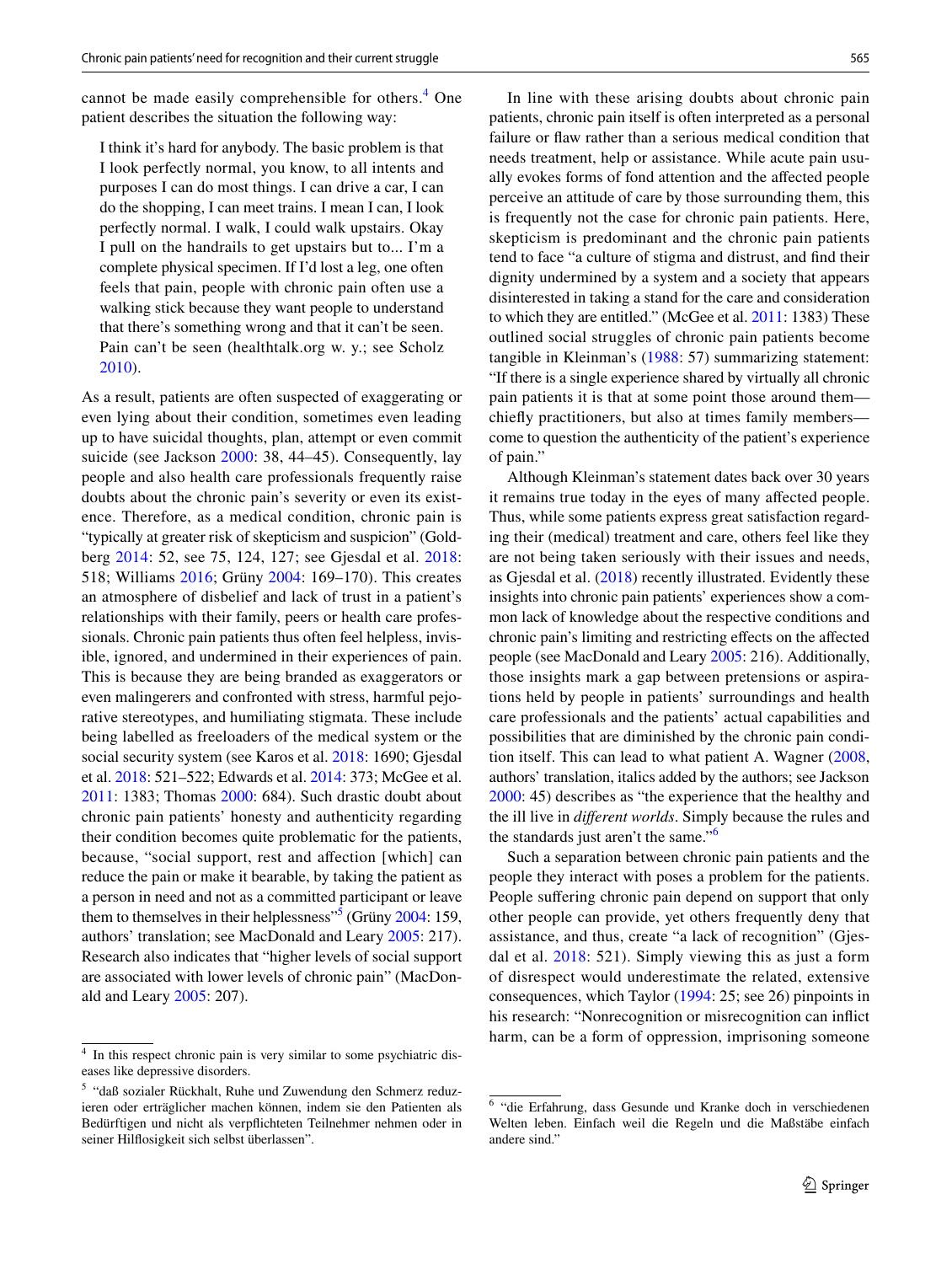cannot be made easily comprehensible for others.[4] One patient describes the situation the following way:

> I think it's hard for anybody. The basic problem is that I look perfectly normal, you know, to all intents and purposes I can do most things. I can drive a car, I can do the shopping, I can meet trains. I mean I can, I look perfectly normal. I walk, I could walk upstairs. Okay I pull on the handrails to get upstairs but to... I'm a complete physical specimen. If I'd lost a leg, one often feels that pain, people with chronic pain often use a walking stick because they want people to understand that there's something wrong and that it can't be seen. Pain can't be seen (healthtalk.org w. y.; see Scholz 2010).

As a result, patients are often suspected of exaggerating or even lying about their condition, sometimes even leading up to have suicidal thoughts, plan, attempt or even commit suicide (see Jackson 2000: 38, 44–45). Consequently, lay people and also health care professionals frequently raise doubts about the chronic pain's severity or even its existence. Therefore, as a medical condition, chronic pain is "typically at greater risk of skepticism and suspicion" (Goldberg 2014: 52, see 75, 124, 127; see Gjesdal et al. 2018: 518; Williams 2016; Grüny 2004: 169–170). This creates an atmosphere of disbelief and lack of trust in a patient's relationships with their family, peers or health care professionals. Chronic pain patients thus often feel helpless, invisible, ignored, and undermined in their experiences of pain. This is because they are being branded as exaggerators or even malingerers and confronted with stress, harmful pejorative stereotypes, and humiliating stigmata. These include being labelled as freeloaders of the medical system or the social security system (see Karos et al. 2018: 1690; Gjesdal et al. 2018: 521–522; Edwards et al. 2014: 373; McGee et al. 2011: 1383; Thomas 2000: 684). Such drastic doubt about chronic pain patients' honesty and authenticity regarding their condition becomes quite problematic for the patients, because, "social support, rest and affection [which] can reduce the pain or make it bearable, by taking the patient as a person in need and not as a committed participant or leave them to themselves in their helplessness"[5] (Grüny 2004: 159, authors' translation; see MacDonald and Leary 2005: 217). Research also indicates that "higher levels of social support are associated with lower levels of chronic pain" (MacDonald and Leary 2005: 207).

In line with these arising doubts about chronic pain patients, chronic pain itself is often interpreted as a personal failure or flaw rather than a serious medical condition that needs treatment, help or assistance. While acute pain usually evokes forms of fond attention and the affected people perceive an attitude of care by those surrounding them, this is frequently not the case for chronic pain patients. Here, skepticism is predominant and the chronic pain patients tend to face "a culture of stigma and distrust, and find their dignity undermined by a system and a society that appears disinterested in taking a stand for the care and consideration to which they are entitled." (McGee et al. 2011: 1383) These outlined social struggles of chronic pain patients become tangible in Kleinman's (1988: 57) summarizing statement: "If there is a single experience shared by virtually all chronic pain patients it is that at some point those around them—chiefly practitioners, but also at times family members—come to question the authenticity of the patient's experience of pain."

Although Kleinman's statement dates back over 30 years it remains true today in the eyes of many affected people. Thus, while some patients express great satisfaction regarding their (medical) treatment and care, others feel like they are not being taken seriously with their issues and needs, as Gjesdal et al. (2018) recently illustrated. Evidently these insights into chronic pain patients' experiences show a common lack of knowledge about the respective conditions and chronic pain's limiting and restricting effects on the affected people (see MacDonald and Leary 2005: 216). Additionally, those insights mark a gap between pretensions or aspirations held by people in patients' surroundings and health care professionals and the patients' actual capabilities and possibilities that are diminished by the chronic pain condition itself. This can lead to what patient A. Wagner (2008, authors' translation, italics added by the authors; see Jackson 2000: 45) describes as "the experience that the healthy and the ill live in *different worlds*. Simply because the rules and the standards just aren't the same."[6]

Such a separation between chronic pain patients and the people they interact with poses a problem for the patients. People suffering chronic pain depend on support that only other people can provide, yet others frequently deny that assistance, and thus, create "a lack of recognition" (Gjesdal et al. 2018: 521). Simply viewing this as just a form of disrespect would underestimate the related, extensive consequences, which Taylor (1994: 25; see 26) pinpoints in his research: "Nonrecognition or misrecognition can inflict harm, can be a form of oppression, imprisoning someone

---

[4] In this respect chronic pain is very similar to some psychiatric diseases like depressive disorders.

[5] "daß sozialer Rückhalt, Ruhe und Zuwendung den Schmerz reduzieren oder erträglicher machen können, indem sie den Patienten als Bedürftigen und nicht als verpflichteten Teilnehmer nehmen oder in seiner Hilflosigkeit sich selbst überlassen".

[6] "die Erfahrung, dass Gesunde und Kranke doch in verschiedenen Welten leben. Einfach weil die Regeln und die Maßstäbe einfach andere sind."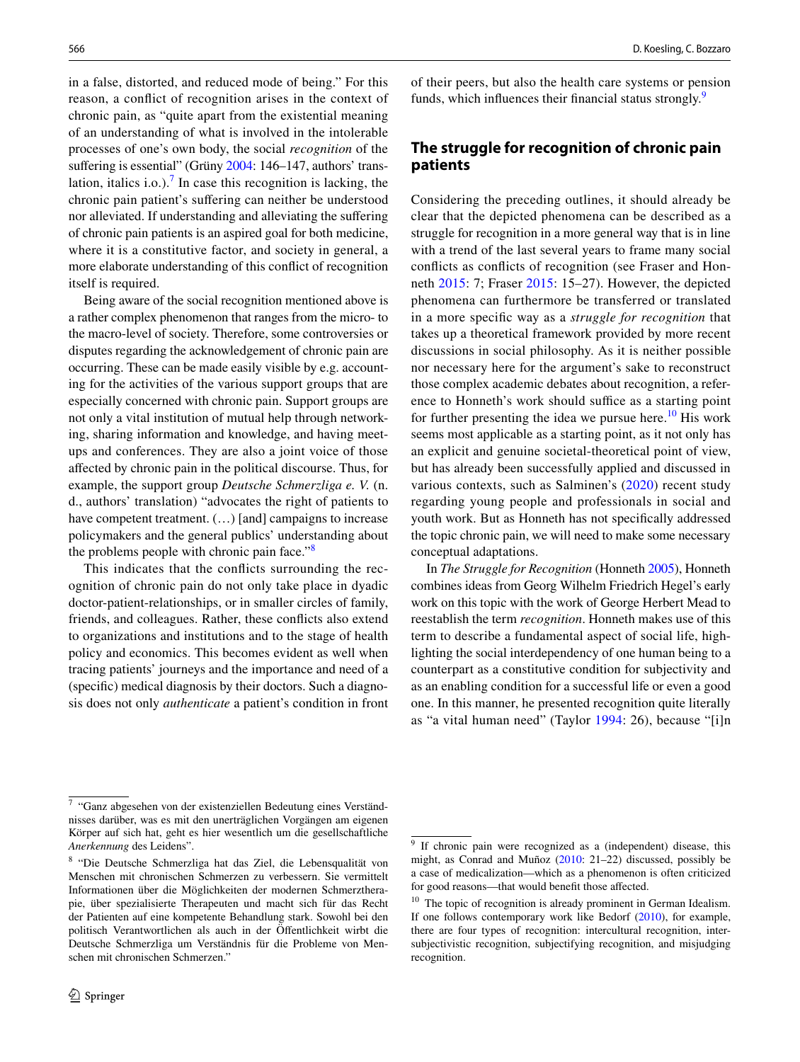in a false, distorted, and reduced mode of being." For this reason, a conflict of recognition arises in the context of chronic pain, as "quite apart from the existential meaning of an understanding of what is involved in the intolerable processes of one's own body, the social *recognition* of the suffering is essential" (Grüny 2004: 146–147, authors' translation, italics i.o.).[7] In case this recognition is lacking, the chronic pain patient's suffering can neither be understood nor alleviated. If understanding and alleviating the suffering of chronic pain patients is an aspired goal for both medicine, where it is a constitutive factor, and society in general, a more elaborate understanding of this conflict of recognition itself is required.

Being aware of the social recognition mentioned above is a rather complex phenomenon that ranges from the micro- to the macro-level of society. Therefore, some controversies or disputes regarding the acknowledgement of chronic pain are occurring. These can be made easily visible by e.g. accounting for the activities of the various support groups that are especially concerned with chronic pain. Support groups are not only a vital institution of mutual help through networking, sharing information and knowledge, and having meetups and conferences. They are also a joint voice of those affected by chronic pain in the political discourse. Thus, for example, the support group *Deutsche Schmerzliga e. V.* (n. d., authors' translation) "advocates the right of patients to have competent treatment. (…) [and] campaigns to increase policymakers and the general publics' understanding about the problems people with chronic pain face."[8]

This indicates that the conflicts surrounding the recognition of chronic pain do not only take place in dyadic doctor-patient-relationships, or in smaller circles of family, friends, and colleagues. Rather, these conflicts also extend to organizations and institutions and to the stage of health policy and economics. This becomes evident as well when tracing patients' journeys and the importance and need of a (specific) medical diagnosis by their doctors. Such a diagnosis does not only *authenticate* a patient's condition in front of their peers, but also the health care systems or pension funds, which influences their financial status strongly.[9]

## The struggle for recognition of chronic pain patients

Considering the preceding outlines, it should already be clear that the depicted phenomena can be described as a struggle for recognition in a more general way that is in line with a trend of the last several years to frame many social conflicts as conflicts of recognition (see Fraser and Honneth 2015: 7; Fraser 2015: 15–27). However, the depicted phenomena can furthermore be transferred or translated in a more specific way as a *struggle for recognition* that takes up a theoretical framework provided by more recent discussions in social philosophy. As it is neither possible nor necessary here for the argument's sake to reconstruct those complex academic debates about recognition, a reference to Honneth's work should suffice as a starting point for further presenting the idea we pursue here.[10] His work seems most applicable as a starting point, as it not only has an explicit and genuine societal-theoretical point of view, but has already been successfully applied and discussed in various contexts, such as Salminen's (2020) recent study regarding young people and professionals in social and youth work. But as Honneth has not specifically addressed the topic chronic pain, we will need to make some necessary conceptual adaptations.

In *The Struggle for Recognition* (Honneth 2005), Honneth combines ideas from Georg Wilhelm Friedrich Hegel's early work on this topic with the work of George Herbert Mead to reestablish the term *recognition*. Honneth makes use of this term to describe a fundamental aspect of social life, highlighting the social interdependency of one human being to a counterpart as a constitutive condition for subjectivity and as an enabling condition for a successful life or even a good one. In this manner, he presented recognition quite literally as "a vital human need" (Taylor 1994: 26), because "[i]n

---

[7] "Ganz abgesehen von der existenziellen Bedeutung eines Verständnisses darüber, was es mit den unerträglichen Vorgängen am eigenen Körper auf sich hat, geht es hier wesentlich um die gesellschaftliche *Anerkennung* des Leidens".

[8] "Die Deutsche Schmerzliga hat das Ziel, die Lebensqualität von Menschen mit chronischen Schmerzen zu verbessern. Sie vermittelt Informationen über die Möglichkeiten der modernen Schmerztherapie, über spezialisierte Therapeuten und macht sich für das Recht der Patienten auf eine kompetente Behandlung stark. Sowohl bei den politisch Verantwortlichen als auch in der Öffentlichkeit wirbt die Deutsche Schmerzliga um Verständnis für die Probleme von Menschen mit chronischen Schmerzen."

[9] If chronic pain were recognized as a (independent) disease, this might, as Conrad and Muñoz (2010: 21–22) discussed, possibly be a case of medicalization—which as a phenomenon is often criticized for good reasons—that would benefit those affected.

[10] The topic of recognition is already prominent in German Idealism. If one follows contemporary work like Bedorf (2010), for example, there are four types of recognition: intercultural recognition, intersubjectivistic recognition, subjectifying recognition, and misjudging recognition.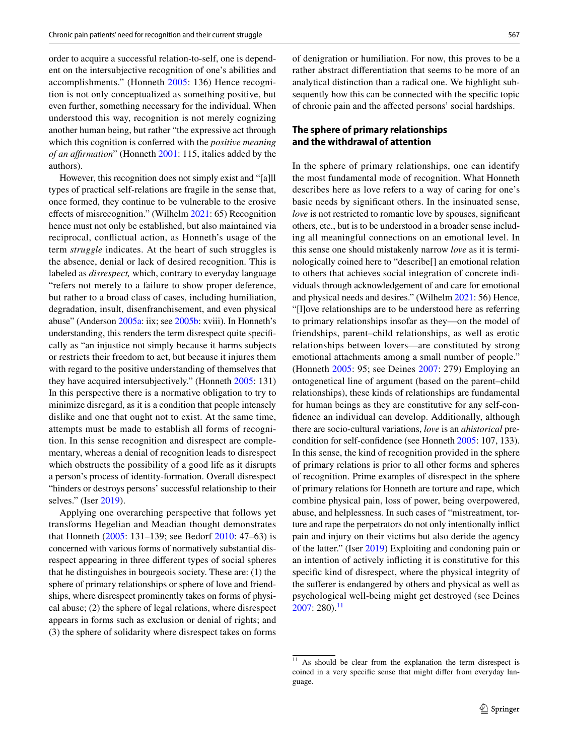order to acquire a successful relation-to-self, one is dependent on the intersubjective recognition of one's abilities and accomplishments." (Honneth 2005: 136) Hence recognition is not only conceptualized as something positive, but even further, something necessary for the individual. When understood this way, recognition is not merely cognizing another human being, but rather "the expressive act through which this cognition is conferred with the *positive meaning of an affirmation*" (Honneth 2001: 115, italics added by the authors).

However, this recognition does not simply exist and "[a]ll types of practical self-relations are fragile in the sense that, once formed, they continue to be vulnerable to the erosive effects of misrecognition." (Wilhelm 2021: 65) Recognition hence must not only be established, but also maintained via reciprocal, conflictual action, as Honneth's usage of the term *struggle* indicates. At the heart of such struggles is the absence, denial or lack of desired recognition. This is labeled as *disrespect,* which, contrary to everyday language "refers not merely to a failure to show proper deference, but rather to a broad class of cases, including humiliation, degradation, insult, disenfranchisement, and even physical abuse" (Anderson 2005a: iix; see 2005b: xviii). In Honneth's understanding, this renders the term disrespect quite specifically as "an injustice not simply because it harms subjects or restricts their freedom to act, but because it injures them with regard to the positive understanding of themselves that they have acquired intersubjectively." (Honneth 2005: 131) In this perspective there is a normative obligation to try to minimize disregard, as it is a condition that people intensely dislike and one that ought not to exist. At the same time, attempts must be made to establish all forms of recognition. In this sense recognition and disrespect are complementary, whereas a denial of recognition leads to disrespect which obstructs the possibility of a good life as it disrupts a person's process of identity-formation. Overall disrespect "hinders or destroys persons' successful relationship to their selves." (Iser 2019).

Applying one overarching perspective that follows yet transforms Hegelian and Meadian thought demonstrates that Honneth (2005: 131–139; see Bedorf 2010: 47–63) is concerned with various forms of normatively substantial disrespect appearing in three different types of social spheres that he distinguishes in bourgeois society. These are: (1) the sphere of primary relationships or sphere of love and friendships, where disrespect prominently takes on forms of physical abuse; (2) the sphere of legal relations, where disrespect appears in forms such as exclusion or denial of rights; and (3) the sphere of solidarity where disrespect takes on forms of denigration or humiliation. For now, this proves to be a rather abstract differentiation that seems to be more of an analytical distinction than a radical one. We highlight subsequently how this can be connected with the specific topic of chronic pain and the affected persons' social hardships.

## The sphere of primary relationships and the withdrawal of attention

In the sphere of primary relationships, one can identify the most fundamental mode of recognition. What Honneth describes here as love refers to a way of caring for one's basic needs by significant others. In the insinuated sense, *love* is not restricted to romantic love by spouses, significant others, etc., but is to be understood in a broader sense including all meaningful connections on an emotional level. In this sense one should mistakenly narrow *love* as it is terminologically coined here to "describe[] an emotional relation to others that achieves social integration of concrete individuals through acknowledgement of and care for emotional and physical needs and desires." (Wilhelm 2021: 56) Hence, "[l]ove relationships are to be understood here as referring to primary relationships insofar as they—on the model of friendships, parent–child relationships, as well as erotic relationships between lovers—are constituted by strong emotional attachments among a small number of people." (Honneth 2005: 95; see Deines 2007: 279) Employing an ontogenetical line of argument (based on the parent–child relationships), these kinds of relationships are fundamental for human beings as they are constitutive for any self-confidence an individual can develop. Additionally, although there are socio-cultural variations, *love* is an *ahistorical* precondition for self-confidence (see Honneth 2005: 107, 133). In this sense, the kind of recognition provided in the sphere of primary relations is prior to all other forms and spheres of recognition. Prime examples of disrespect in the sphere of primary relations for Honneth are torture and rape, which combine physical pain, loss of power, being overpowered, abuse, and helplessness. In such cases of "mistreatment, torture and rape the perpetrators do not only intentionally inflict pain and injury on their victims but also deride the agency of the latter." (Iser 2019) Exploiting and condoning pain or an intention of actively inflicting it is constitutive for this specific kind of disrespect, where the physical integrity of the sufferer is endangered by others and physical as well as psychological well-being might get destroyed (see Deines 2007: 280).[11]

[11] As should be clear from the explanation the term disrespect is coined in a very specific sense that might differ from everyday language.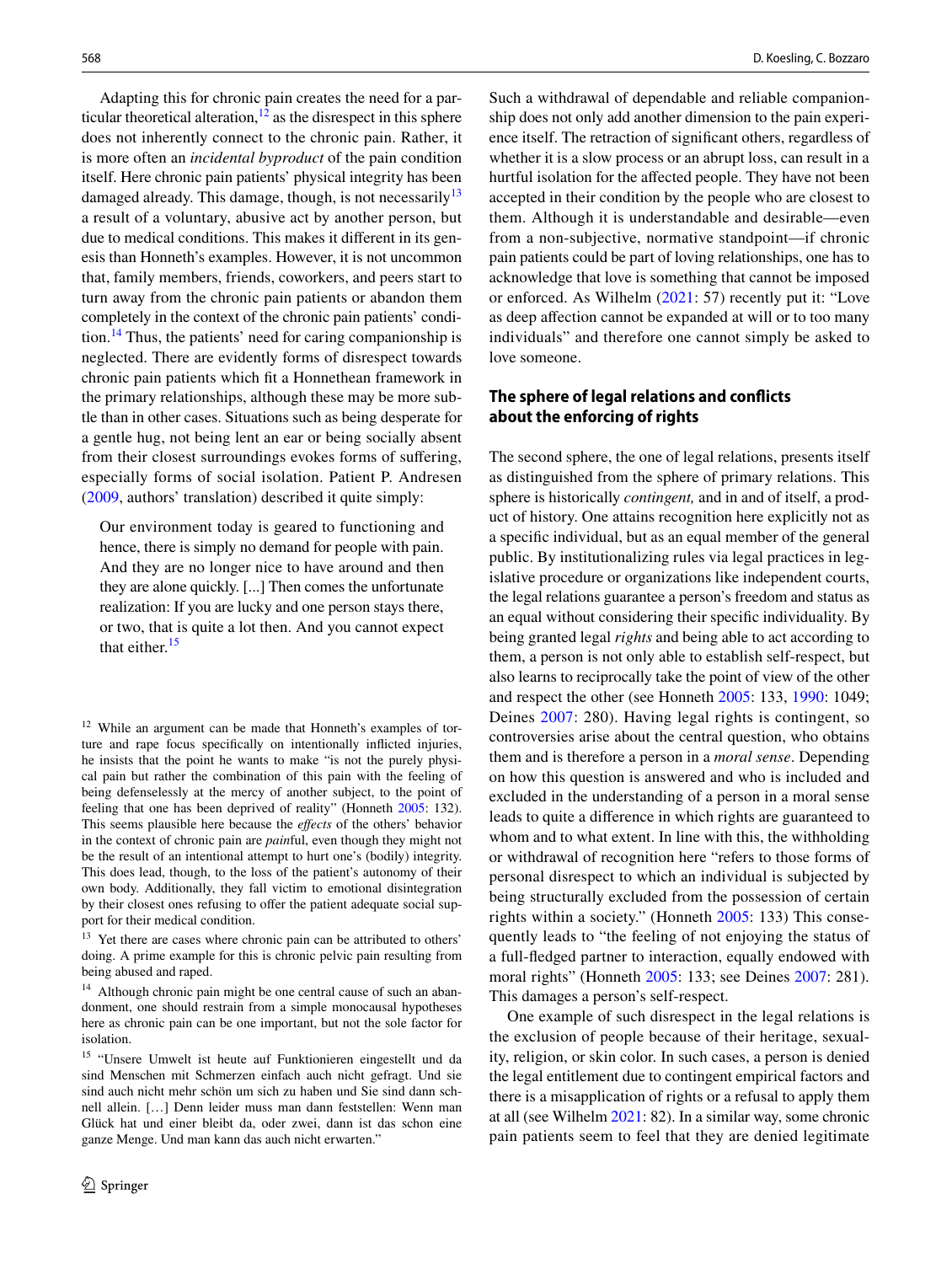Adapting this for chronic pain creates the need for a particular theoretical alteration,[12] as the disrespect in this sphere does not inherently connect to the chronic pain. Rather, it is more often an *incidental byproduct* of the pain condition itself. Here chronic pain patients' physical integrity has been damaged already. This damage, though, is not necessarily[13] a result of a voluntary, abusive act by another person, but due to medical conditions. This makes it different in its genesis than Honneth's examples. However, it is not uncommon that, family members, friends, coworkers, and peers start to turn away from the chronic pain patients or abandon them completely in the context of the chronic pain patients' condition.[14] Thus, the patients' need for caring companionship is neglected. There are evidently forms of disrespect towards chronic pain patients which fit a Honnethean framework in the primary relationships, although these may be more subtle than in other cases. Situations such as being desperate for a gentle hug, not being lent an ear or being socially absent from their closest surroundings evokes forms of suffering, especially forms of social isolation. Patient P. Andresen (2009, authors' translation) described it quite simply:

> Our environment today is geared to functioning and hence, there is simply no demand for people with pain. And they are no longer nice to have around and then they are alone quickly. [...] Then comes the unfortunate realization: If you are lucky and one person stays there, or two, that is quite a lot then. And you cannot expect that either.[15]

Such a withdrawal of dependable and reliable companionship does not only add another dimension to the pain experience itself. The retraction of significant others, regardless of whether it is a slow process or an abrupt loss, can result in a hurtful isolation for the affected people. They have not been accepted in their condition by the people who are closest to them. Although it is understandable and desirable—even from a non-subjective, normative standpoint—if chronic pain patients could be part of loving relationships, one has to acknowledge that love is something that cannot be imposed or enforced. As Wilhelm (2021: 57) recently put it: "Love as deep affection cannot be expanded at will or to too many individuals" and therefore one cannot simply be asked to love someone.

## The sphere of legal relations and conflicts about the enforcing of rights

The second sphere, the one of legal relations, presents itself as distinguished from the sphere of primary relations. This sphere is historically *contingent,* and in and of itself, a product of history. One attains recognition here explicitly not as a specific individual, but as an equal member of the general public. By institutionalizing rules via legal practices in legislative procedure or organizations like independent courts, the legal relations guarantee a person's freedom and status as an equal without considering their specific individuality. By being granted legal *rights* and being able to act according to them, a person is not only able to establish self-respect, but also learns to reciprocally take the point of view of the other and respect the other (see Honneth 2005: 133, 1990: 1049; Deines 2007: 280). Having legal rights is contingent, so controversies arise about the central question, who obtains them and is therefore a person in a *moral sense*. Depending on how this question is answered and who is included and excluded in the understanding of a person in a moral sense leads to quite a difference in which rights are guaranteed to whom and to what extent. In line with this, the withholding or withdrawal of recognition here "refers to those forms of personal disrespect to which an individual is subjected by being structurally excluded from the possession of certain rights within a society." (Honneth 2005: 133) This consequently leads to "the feeling of not enjoying the status of a full-fledged partner to interaction, equally endowed with moral rights" (Honneth 2005: 133; see Deines 2007: 281). This damages a person's self-respect.

One example of such disrespect in the legal relations is the exclusion of people because of their heritage, sexuality, religion, or skin color. In such cases, a person is denied the legal entitlement due to contingent empirical factors and there is a misapplication of rights or a refusal to apply them at all (see Wilhelm 2021: 82). In a similar way, some chronic pain patients seem to feel that they are denied legitimate

---

[12] While an argument can be made that Honneth's examples of torture and rape focus specifically on intentionally inflicted injuries, he insists that the point he wants to make "is not the purely physical pain but rather the combination of this pain with the feeling of being defenselessly at the mercy of another subject, to the point of feeling that one has been deprived of reality" (Honneth 2005: 132). This seems plausible here because the *effects* of the others' behavior in the context of chronic pain are *pain*ful, even though they might not be the result of an intentional attempt to hurt one's (bodily) integrity. This does lead, though, to the loss of the patient's autonomy of their own body. Additionally, they fall victim to emotional disintegration by their closest ones refusing to offer the patient adequate social support for their medical condition.

[13] Yet there are cases where chronic pain can be attributed to others' doing. A prime example for this is chronic pelvic pain resulting from being abused and raped.

[14] Although chronic pain might be one central cause of such an abandonment, one should restrain from a simple monocausal hypotheses here as chronic pain can be one important, but not the sole factor for isolation.

[15] "Unsere Umwelt ist heute auf Funktionieren eingestellt und da sind Menschen mit Schmerzen einfach auch nicht gefragt. Und sie sind auch nicht mehr schön um sich zu haben und Sie sind dann schnell allein. […] Denn leider muss man dann feststellen: Wenn man Glück hat und einer bleibt da, oder zwei, dann ist das schon eine ganze Menge. Und man kann das auch nicht erwarten."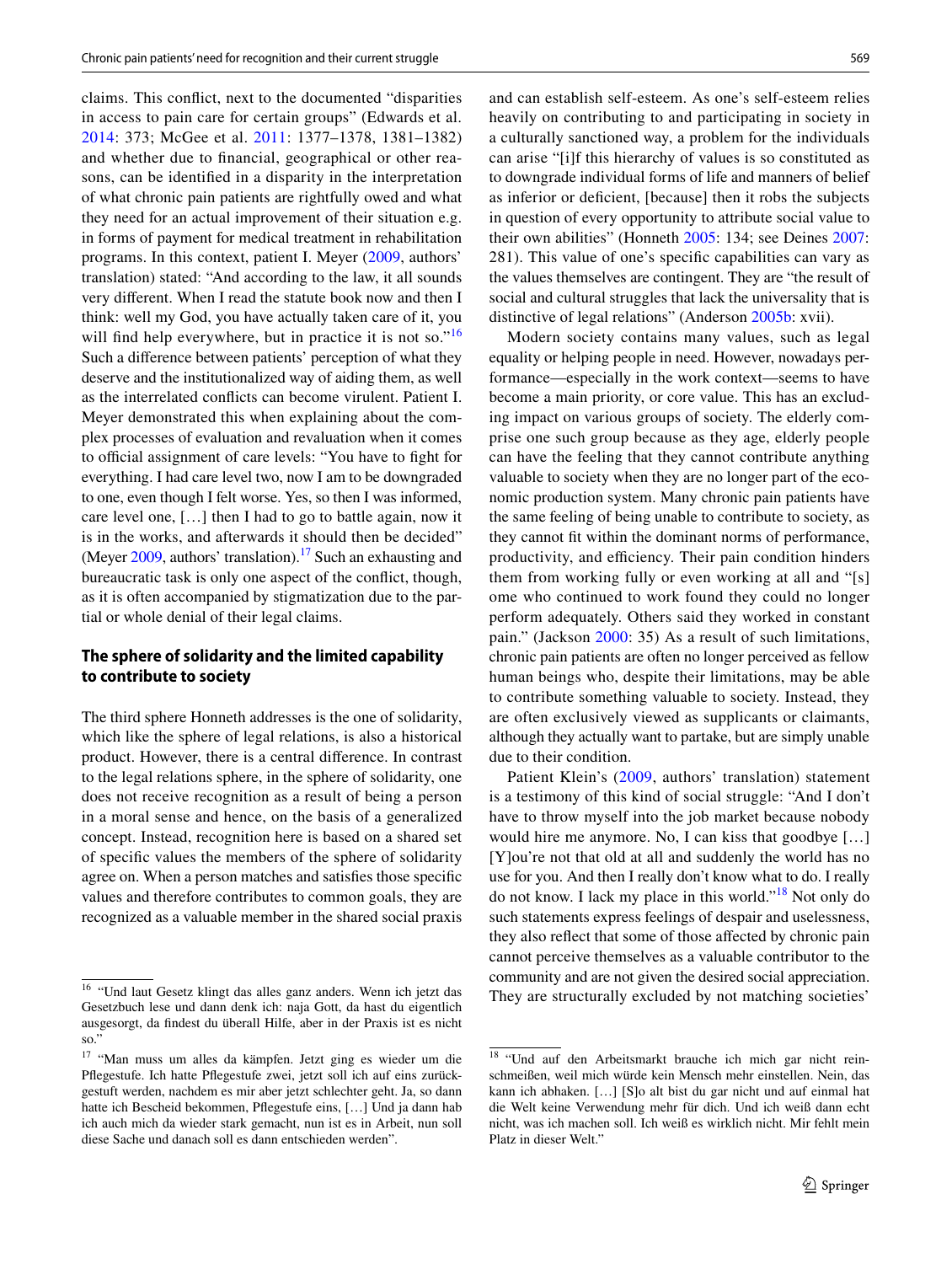claims. This conflict, next to the documented "disparities in access to pain care for certain groups" (Edwards et al. 2014: 373; McGee et al. 2011: 1377–1378, 1381–1382) and whether due to financial, geographical or other reasons, can be identified in a disparity in the interpretation of what chronic pain patients are rightfully owed and what they need for an actual improvement of their situation e.g. in forms of payment for medical treatment in rehabilitation programs. In this context, patient I. Meyer (2009, authors' translation) stated: "And according to the law, it all sounds very different. When I read the statute book now and then I think: well my God, you have actually taken care of it, you will find help everywhere, but in practice it is not so."[16] Such a difference between patients' perception of what they deserve and the institutionalized way of aiding them, as well as the interrelated conflicts can become virulent. Patient I. Meyer demonstrated this when explaining about the complex processes of evaluation and revaluation when it comes to official assignment of care levels: "You have to fight for everything. I had care level two, now I am to be downgraded to one, even though I felt worse. Yes, so then I was informed, care level one, […] then I had to go to battle again, now it is in the works, and afterwards it should then be decided" (Meyer 2009, authors' translation).[17] Such an exhausting and bureaucratic task is only one aspect of the conflict, though, as it is often accompanied by stigmatization due to the partial or whole denial of their legal claims.

## The sphere of solidarity and the limited capability to contribute to society

The third sphere Honneth addresses is the one of solidarity, which like the sphere of legal relations, is also a historical product. However, there is a central difference. In contrast to the legal relations sphere, in the sphere of solidarity, one does not receive recognition as a result of being a person in a moral sense and hence, on the basis of a generalized concept. Instead, recognition here is based on a shared set of specific values the members of the sphere of solidarity agree on. When a person matches and satisfies those specific values and therefore contributes to common goals, they are recognized as a valuable member in the shared social praxis and can establish self-esteem. As one's self-esteem relies heavily on contributing to and participating in society in a culturally sanctioned way, a problem for the individuals can arise "[i]f this hierarchy of values is so constituted as to downgrade individual forms of life and manners of belief as inferior or deficient, [because] then it robs the subjects in question of every opportunity to attribute social value to their own abilities" (Honneth 2005: 134; see Deines 2007: 281). This value of one's specific capabilities can vary as the values themselves are contingent. They are "the result of social and cultural struggles that lack the universality that is distinctive of legal relations" (Anderson 2005b: xvii).

Modern society contains many values, such as legal equality or helping people in need. However, nowadays performance—especially in the work context—seems to have become a main priority, or core value. This has an excluding impact on various groups of society. The elderly comprise one such group because as they age, elderly people can have the feeling that they cannot contribute anything valuable to society when they are no longer part of the economic production system. Many chronic pain patients have the same feeling of being unable to contribute to society, as they cannot fit within the dominant norms of performance, productivity, and efficiency. Their pain condition hinders them from working fully or even working at all and "[s]ome who continued to work found they could no longer perform adequately. Others said they worked in constant pain." (Jackson 2000: 35) As a result of such limitations, chronic pain patients are often no longer perceived as fellow human beings who, despite their limitations, may be able to contribute something valuable to society. Instead, they are often exclusively viewed as supplicants or claimants, although they actually want to partake, but are simply unable due to their condition.

Patient Klein's (2009, authors' translation) statement is a testimony of this kind of social struggle: "And I don't have to throw myself into the job market because nobody would hire me anymore. No, I can kiss that goodbye […] [Y]ou're not that old at all and suddenly the world has no use for you. And then I really don't know what to do. I really do not know. I lack my place in this world."[18] Not only do such statements express feelings of despair and uselessness, they also reflect that some of those affected by chronic pain cannot perceive themselves as a valuable contributor to the community and are not given the desired social appreciation. They are structurally excluded by not matching societies'

---

[16] "Und laut Gesetz klingt das alles ganz anders. Wenn ich jetzt das Gesetzbuch lese und dann denk ich: naja Gott, da hast du eigentlich ausgesorgt, da findest du überall Hilfe, aber in der Praxis ist es nicht so."

[17] "Man muss um alles da kämpfen. Jetzt ging es wieder um die Pflegestufe. Ich hatte Pflegestufe zwei, jetzt soll ich auf eins zurückgestuft werden, nachdem es mir aber jetzt schlechter geht. Ja, so dann hatte ich Bescheid bekommen, Pflegestufe eins, […] Und ja dann hab ich auch mich da wieder stark gemacht, nun ist es in Arbeit, nun soll diese Sache und danach soll es dann entschieden werden".

[18] "Und auf den Arbeitsmarkt brauche ich mich gar nicht reinschmeißen, weil mich würde kein Mensch mehr einstellen. Nein, das kann ich abhaken. […] [S]o alt bist du gar nicht und auf einmal hat die Welt keine Verwendung mehr für dich. Und ich weiß dann echt nicht, was ich machen soll. Ich weiß es wirklich nicht. Mir fehlt mein Platz in dieser Welt."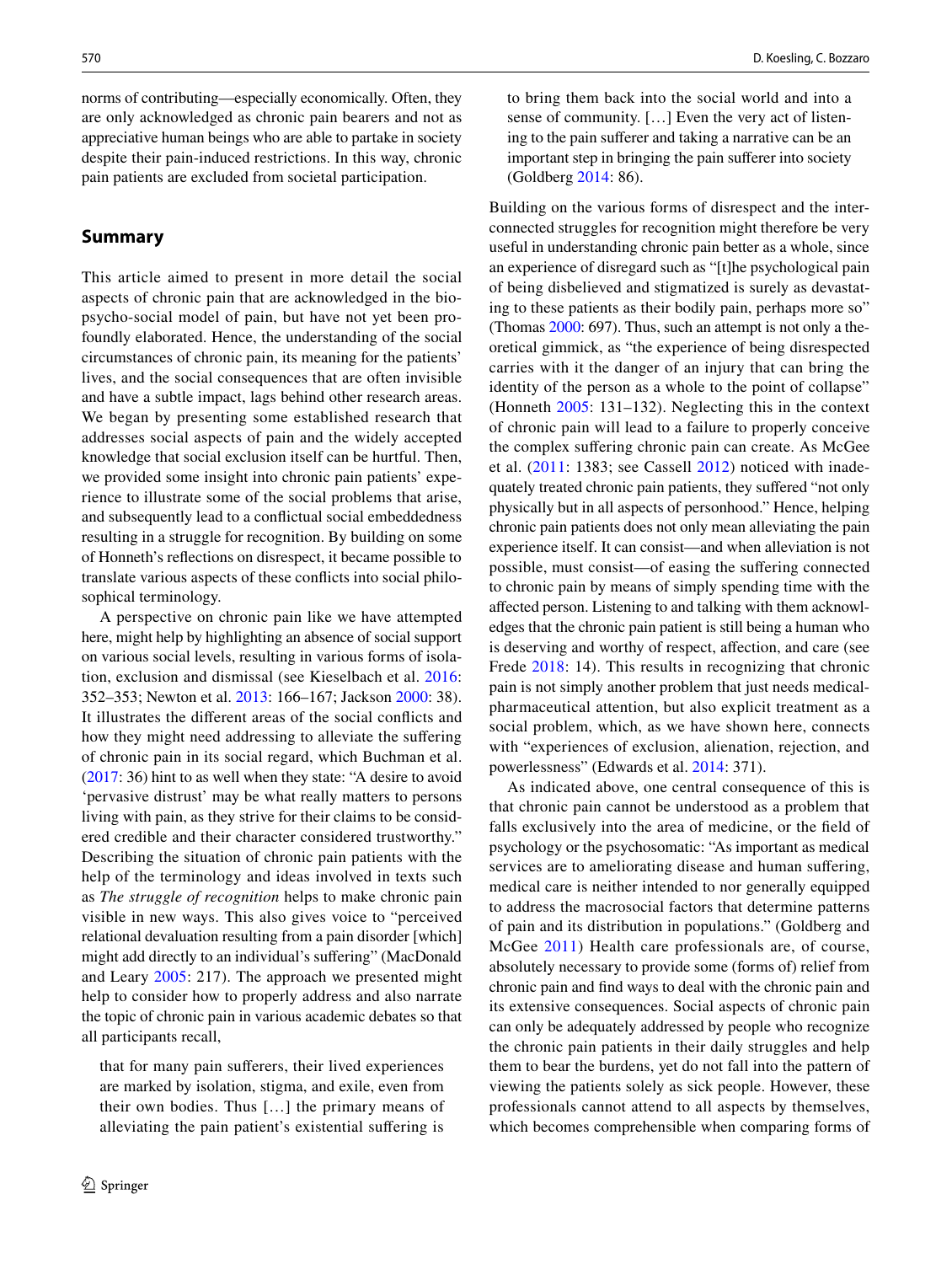norms of contributing—especially economically. Often, they are only acknowledged as chronic pain bearers and not as appreciative human beings who are able to partake in society despite their pain-induced restrictions. In this way, chronic pain patients are excluded from societal participation.

## Summary

This article aimed to present in more detail the social aspects of chronic pain that are acknowledged in the bio-psycho-social model of pain, but have not yet been profoundly elaborated. Hence, the understanding of the social circumstances of chronic pain, its meaning for the patients' lives, and the social consequences that are often invisible and have a subtle impact, lags behind other research areas. We began by presenting some established research that addresses social aspects of pain and the widely accepted knowledge that social exclusion itself can be hurtful. Then, we provided some insight into chronic pain patients' experience to illustrate some of the social problems that arise, and subsequently lead to a conflictual social embeddedness resulting in a struggle for recognition. By building on some of Honneth's reflections on disrespect, it became possible to translate various aspects of these conflicts into social philosophical terminology.

A perspective on chronic pain like we have attempted here, might help by highlighting an absence of social support on various social levels, resulting in various forms of isolation, exclusion and dismissal (see Kieselbach et al. 2016: 352–353; Newton et al. 2013: 166–167; Jackson 2000: 38). It illustrates the different areas of the social conflicts and how they might need addressing to alleviate the suffering of chronic pain in its social regard, which Buchman et al. (2017: 36) hint to as well when they state: "A desire to avoid 'pervasive distrust' may be what really matters to persons living with pain, as they strive for their claims to be considered credible and their character considered trustworthy." Describing the situation of chronic pain patients with the help of the terminology and ideas involved in texts such as *The struggle of recognition* helps to make chronic pain visible in new ways. This also gives voice to "perceived relational devaluation resulting from a pain disorder [which] might add directly to an individual's suffering" (MacDonald and Leary 2005: 217). The approach we presented might help to consider how to properly address and also narrate the topic of chronic pain in various academic debates so that all participants recall,

> that for many pain sufferers, their lived experiences are marked by isolation, stigma, and exile, even from their own bodies. Thus […] the primary means of alleviating the pain patient's existential suffering is to bring them back into the social world and into a sense of community. […] Even the very act of listening to the pain sufferer and taking a narrative can be an important step in bringing the pain sufferer into society (Goldberg 2014: 86).

Building on the various forms of disrespect and the interconnected struggles for recognition might therefore be very useful in understanding chronic pain better as a whole, since an experience of disregard such as "[t]he psychological pain of being disbelieved and stigmatized is surely as devastating to these patients as their bodily pain, perhaps more so" (Thomas 2000: 697). Thus, such an attempt is not only a theoretical gimmick, as "the experience of being disrespected carries with it the danger of an injury that can bring the identity of the person as a whole to the point of collapse" (Honneth 2005: 131–132). Neglecting this in the context of chronic pain will lead to a failure to properly conceive the complex suffering chronic pain can create. As McGee et al. (2011: 1383; see Cassell 2012) noticed with inadequately treated chronic pain patients, they suffered "not only physically but in all aspects of personhood." Hence, helping chronic pain patients does not only mean alleviating the pain experience itself. It can consist—and when alleviation is not possible, must consist—of easing the suffering connected to chronic pain by means of simply spending time with the affected person. Listening to and talking with them acknowledges that the chronic pain patient is still being a human who is deserving and worthy of respect, affection, and care (see Frede 2018: 14). This results in recognizing that chronic pain is not simply another problem that just needs medical-pharmaceutical attention, but also explicit treatment as a social problem, which, as we have shown here, connects with "experiences of exclusion, alienation, rejection, and powerlessness" (Edwards et al. 2014: 371).

As indicated above, one central consequence of this is that chronic pain cannot be understood as a problem that falls exclusively into the area of medicine, or the field of psychology or the psychosomatic: "As important as medical services are to ameliorating disease and human suffering, medical care is neither intended to nor generally equipped to address the macrosocial factors that determine patterns of pain and its distribution in populations." (Goldberg and McGee 2011) Health care professionals are, of course, absolutely necessary to provide some (forms of) relief from chronic pain and find ways to deal with the chronic pain and its extensive consequences. Social aspects of chronic pain can only be adequately addressed by people who recognize the chronic pain patients in their daily struggles and help them to bear the burdens, yet do not fall into the pattern of viewing the patients solely as sick people. However, these professionals cannot attend to all aspects by themselves, which becomes comprehensible when comparing forms of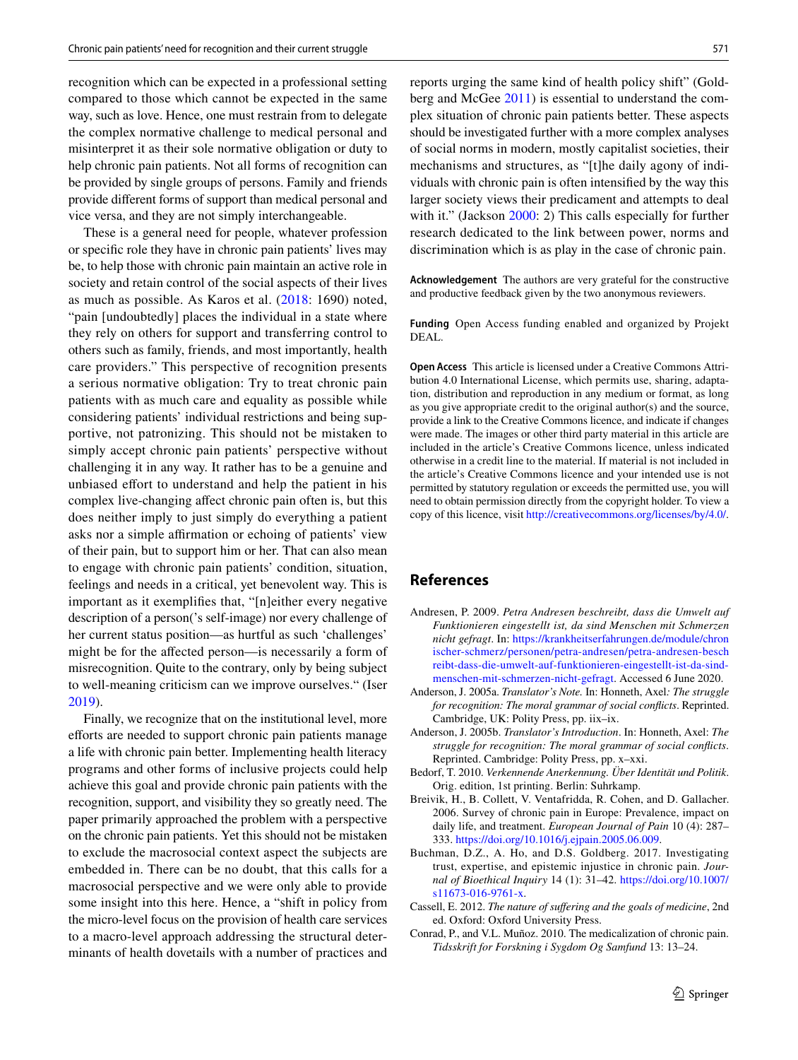recognition which can be expected in a professional setting compared to those which cannot be expected in the same way, such as love. Hence, one must restrain from to delegate the complex normative challenge to medical personal and misinterpret it as their sole normative obligation or duty to help chronic pain patients. Not all forms of recognition can be provided by single groups of persons. Family and friends provide different forms of support than medical personal and vice versa, and they are not simply interchangeable.

These is a general need for people, whatever profession or specific role they have in chronic pain patients' lives may be, to help those with chronic pain maintain an active role in society and retain control of the social aspects of their lives as much as possible. As Karos et al. (2018: 1690) noted, "pain [undoubtedly] places the individual in a state where they rely on others for support and transferring control to others such as family, friends, and most importantly, health care providers." This perspective of recognition presents a serious normative obligation: Try to treat chronic pain patients with as much care and equality as possible while considering patients' individual restrictions and being supportive, not patronizing. This should not be mistaken to simply accept chronic pain patients' perspective without challenging it in any way. It rather has to be a genuine and unbiased effort to understand and help the patient in his complex live-changing affect chronic pain often is, but this does neither imply to just simply do everything a patient asks nor a simple affirmation or echoing of patients' view of their pain, but to support him or her. That can also mean to engage with chronic pain patients' condition, situation, feelings and needs in a critical, yet benevolent way. This is important as it exemplifies that, "[n]either every negative description of a person(’s self-image) nor every challenge of her current status position—as hurtful as such 'challenges' might be for the affected person—is necessarily a form of misrecognition. Quite to the contrary, only by being subject to well-meaning criticism can we improve ourselves.“ (Iser 2019).

Finally, we recognize that on the institutional level, more efforts are needed to support chronic pain patients manage a life with chronic pain better. Implementing health literacy programs and other forms of inclusive projects could help achieve this goal and provide chronic pain patients with the recognition, support, and visibility they so greatly need. The paper primarily approached the problem with a perspective on the chronic pain patients. Yet this should not be mistaken to exclude the macrosocial context aspect the subjects are embedded in. There can be no doubt, that this calls for a macrosocial perspective and we were only able to provide some insight into this here. Hence, a "shift in policy from the micro-level focus on the provision of health care services to a macro-level approach addressing the structural determinants of health dovetails with a number of practices and reports urging the same kind of health policy shift" (Goldberg and McGee 2011) is essential to understand the complex situation of chronic pain patients better. These aspects should be investigated further with a more complex analyses of social norms in modern, mostly capitalist societies, their mechanisms and structures, as "[t]he daily agony of individuals with chronic pain is often intensified by the way this larger society views their predicament and attempts to deal with it." (Jackson 2000: 2) This calls especially for further research dedicated to the link between power, norms and discrimination which is as play in the case of chronic pain.

**Acknowledgement** The authors are very grateful for the constructive and productive feedback given by the two anonymous reviewers.

**Funding** Open Access funding enabled and organized by Projekt DEAL.

**Open Access** This article is licensed under a Creative Commons Attribution 4.0 International License, which permits use, sharing, adaptation, distribution and reproduction in any medium or format, as long as you give appropriate credit to the original author(s) and the source, provide a link to the Creative Commons licence, and indicate if changes were made. The images or other third party material in this article are included in the article's Creative Commons licence, unless indicated otherwise in a credit line to the material. If material is not included in the article's Creative Commons licence and your intended use is not permitted by statutory regulation or exceeds the permitted use, you will need to obtain permission directly from the copyright holder. To view a copy of this licence, visit http://creativecommons.org/licenses/by/4.0/.

## References

Andresen, P. 2009. *Petra Andresen beschreibt, dass die Umwelt auf Funktionieren eingestellt ist, da sind Menschen mit Schmerzen nicht gefragt*. In: https://krankheitserfahrungen.de/module/chronischer-schmerz/personen/petra-andresen/petra-andresen-beschreibt-dass-die-umwelt-auf-funktionieren-eingestellt-ist-da-sind-menschen-mit-schmerzen-nicht-gefragt. Accessed 6 June 2020.

Anderson, J. 2005a. *Translator's Note.* In: Honneth, Axel*: The struggle for recognition: The moral grammar of social conflicts*. Reprinted. Cambridge, UK: Polity Press, pp. iix–ix.

Anderson, J. 2005b. *Translator's Introduction*. In: Honneth, Axel: *The struggle for recognition: The moral grammar of social conflicts*. Reprinted. Cambridge: Polity Press, pp. x–xxi.

Bedorf, T. 2010. *Verkennende Anerkennung. Über Identität und Politik*. Orig. edition, 1st printing. Berlin: Suhrkamp.

Breivik, H., B. Collett, V. Ventafridda, R. Cohen, and D. Gallacher. 2006. Survey of chronic pain in Europe: Prevalence, impact on daily life, and treatment. *European Journal of Pain* 10 (4): 287–333. https://doi.org/10.1016/j.ejpain.2005.06.009.

Buchman, D.Z., A. Ho, and D.S. Goldberg. 2017. Investigating trust, expertise, and epistemic injustice in chronic pain. *Journal of Bioethical Inquiry* 14 (1): 31–42. https://doi.org/10.1007/s11673-016-9761-x.

Cassell, E. 2012. *The nature of suffering and the goals of medicine*, 2nd ed. Oxford: Oxford University Press.

Conrad, P., and V.L. Muñoz. 2010. The medicalization of chronic pain. *Tidsskrift for Forskning i Sygdom Og Samfund* 13: 13–24.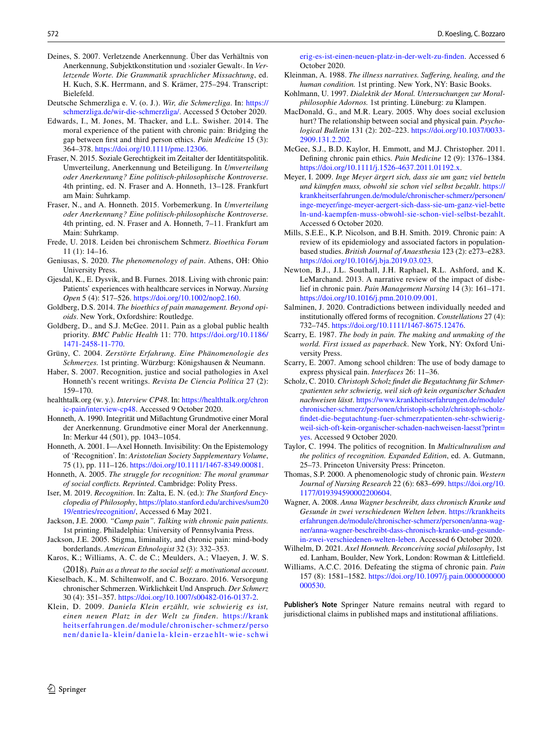Deines, S. 2007. Verletzende Anerkennung. Über das Verhältnis von Anerkennung, Subjektkonstitution und ›sozialer Gewalt‹. In *Verletzende Worte. Die Grammatik sprachlicher Missachtung*, ed. H. Kuch, S.K. Herrmann, and S. Krämer, 275–294. Transcript: Bielefeld.

Deutsche Schmerzliga e. V. (o. J.). *Wir, die Schmerzliga*. In: https://schmerzliga.de/wir-die-schmerzliga/. Accessed 5 October 2020.

Edwards, I., M. Jones, M. Thacker, and L.L. Swisher. 2014. The moral experience of the patient with chronic pain: Bridging the gap between first and third person ethics. *Pain Medicine* 15 (3): 364–378. https://doi.org/10.1111/pme.12306.

Fraser, N. 2015. Soziale Gerechtigkeit im Zeitalter der Identitätspolitik. Umverteilung, Anerkennung und Beteiligung. In *Umverteilung oder Anerkennung? Eine politisch-philosophische Kontroverse*. 4th printing, ed. N. Fraser and A. Honneth, 13–128. Frankfurt am Main: Suhrkamp.

Fraser, N., and A. Honneth. 2015. Vorbemerkung. In *Umverteilung oder Anerkennung? Eine politisch-philosophische Kontroverse*. 4th printing, ed. N. Fraser and A. Honneth, 7–11. Frankfurt am Main: Suhrkamp.

Frede, U. 2018. Leiden bei chronischem Schmerz. *Bioethica Forum* 11 (1): 14–16.

Geniusas, S. 2020. *The phenomenology of pain*. Athens, OH: Ohio University Press.

Gjesdal, K., E. Dysvik, and B. Furnes. 2018. Living with chronic pain: Patients' experiences with healthcare services in Norway. *Nursing Open* 5 (4): 517–526. https://doi.org/10.1002/nop2.160.

Goldberg, D.S. 2014. *The bioethics of pain management. Beyond opioids*. New York, Oxfordshire: Routledge.

Goldberg, D., and S.J. McGee. 2011. Pain as a global public health priority. *BMC Public Health* 11: 770. https://doi.org/10.1186/1471-2458-11-770.

Grüny, C. 2004. *Zerstörte Erfahrung. Eine Phänomenologie des Schmerzes*. 1st printing. Würzburg: Königshausen & Neumann.

Haber, S. 2007. Recognition, justice and social pathologies in Axel Honneth's recent writings. *Revista De Ciencia Política* 27 (2): 159–170.

healthtalk.org (w. y.). *Interview CP48*. In: https://healthtalk.org/chronic-pain/interview-cp48. Accessed 9 October 2020.

Honneth, A. 1990. Integrität und Mißachtung Grundmotive einer Moral der Anerkennung. Grundmotive einer Moral der Anerkennung. In: Merkur 44 (501), pp. 1043–1054.

Honneth, A. 2001. I—Axel Honneth. Invisibility: On the Epistemology of 'Recognition'. In: *Aristotelian Society Supplementary Volume*, 75 (1), pp. 111–126. https://doi.org/10.1111/1467-8349.00081.

Honneth, A. 2005. *The struggle for recognition: The moral grammar of social conflicts. Reprinted*. Cambridge: Polity Press.

Iser, M. 2019. *Recognition*. In: Zalta, E. N. (ed.): *The Stanford Encyclopedia of Philosophy*, https://plato.stanford.edu/archives/sum2019/entries/recognition/, Accessed 6 May 2021.

Jackson, J.E. 2000. *"Camp pain". Talking with chronic pain patients*. 1st printing. Philadelphia: University of Pennsylvania Press.

Jackson, J.E. 2005. Stigma, liminality, and chronic pain: mind-body borderlands. *American Ethnologist* 32 (3): 332–353.

Karos, K.; Williams, A. C. de C.; Meulders, A.; Vlaeyen, J. W. S. (2018). *Pain as a threat to the social self: a motivational account*.

Kieselbach, K., M. Schiltenwolf, and C. Bozzaro. 2016. Versorgung chronischer Schmerzen. Wirklichkeit Und Anspruch. *Der Schmerz* 30 (4): 351–357. https://doi.org/10.1007/s00482-016-0137-2.

Klein, D. 2009. *Daniela Klein erzählt, wie schwierig es ist, einen neuen Platz in der Welt zu finden*. https://krankheitserfahrungen.de/module/chronischer-schmerz/personen/daniela-klein/daniela-klein-erzaehlt-wie-schwierig-es-ist-einen-neuen-platz-in-der-welt-zu-finden. Accessed 6 October 2020.

Kleinman, A. 1988. *The illness narratives. Suffering, healing, and the human condition*. 1st printing. New York, NY: Basic Books.

Kohlmann, U. 1997. *Dialektik der Moral. Untersuchungen zur Moralphilosophie Adornos*. 1st printing. Lüneburg: zu Klampen.

MacDonald, G., and M.R. Leary. 2005. Why does social exclusion hurt? The relationship between social and physical pain. *Psychological Bulletin* 131 (2): 202–223. https://doi.org/10.1037/0033-2909.131.2.202.

McGee, S.J., B.D. Kaylor, H. Emmott, and M.J. Christopher. 2011. Defining chronic pain ethics. *Pain Medicine* 12 (9): 1376–1384. https://doi.org/10.1111/j.1526-4637.2011.01192.x.

Meyer, I. 2009. *Inge Meyer ärgert sich, dass sie um ganz viel betteln und kämpfen muss, obwohl sie schon viel selbst bezahlt*. https://krankheitserfahrungen.de/module/chronischer-schmerz/personen/inge-meyer/inge-meyer-aergert-sich-dass-sie-um-ganz-viel-betteln-und-kaempfen-muss-obwohl-sie-schon-viel-selbst-bezahlt. Accessed 6 October 2020.

Mills, S.E.E., K.P. Nicolson, and B.H. Smith. 2019. Chronic pain: A review of its epidemiology and associated factors in population-based studies. *British Journal of Anaesthesia* 123 (2): e273–e283. https://doi.org/10.1016/j.bja.2019.03.023.

Newton, B.J., J.L. Southall, J.H. Raphael, R.L. Ashford, and K. LeMarchand. 2013. A narrative review of the impact of disbelief in chronic pain. *Pain Management Nursing* 14 (3): 161–171. https://doi.org/10.1016/j.pmn.2010.09.001.

Salminen, J. 2020. Contradictions between individually needed and institutionally offered forms of recognition. *Constellations* 27 (4): 732–745. https://doi.org/10.1111/1467-8675.12476.

Scarry, E. 1987. *The body in pain. The making and unmaking of the world. First issued as paperback*. New York, NY: Oxford University Press.

Scarry, E. 2007. Among school children: The use of body damage to express physical pain. *Interfaces* 26: 11–36.

Scholz, C. 2010. *Christoph Scholz findet die Begutachtung für Schmerzpatienten sehr schwierig, weil sich oft kein organischer Schaden nachweisen lässt*. https://www.krankheitserfahrungen.de/module/chronischer-schmerz/personen/christoph-scholz/christoph-scholz-findet-die-begutachtung-fuer-schmerzpatienten-sehr-schwierig-weil-sich-oft-kein-organischer-schaden-nachweisen-laesst?print=yes. Accessed 9 October 2020.

Taylor, C. 1994. The politics of recognition. In *Multiculturalism and the politics of recognition. Expanded Edition*, ed. A. Gutmann, 25–73. Princeton University Press: Princeton.

Thomas, S.P. 2000. A phenomenologic study of chronic pain. *Western Journal of Nursing Research* 22 (6): 683–699. https://doi.org/10.1177/019394590002200604.

Wagner, A. 2008. *Anna Wagner beschreibt, dass chronisch Kranke und Gesunde in zwei verschiedenen Welten leben*. https://krankheitserfahrungen.de/module/chronischer-schmerz/personen/anna-wagner/anna-wagner-beschreibt-dass-chronisch-kranke-und-gesunde-in-zwei-verschiedenen-welten-leben. Accessed 6 October 2020.

Wilhelm, D. 2021. *Axel Honneth. Reconceiving social philosophy*, 1st ed. Lanham, Boulder, New York, London: Rowman & Littlefield.

Williams, A.C.C. 2016. Defeating the stigma of chronic pain. *Pain* 157 (8): 1581–1582. https://doi.org/10.1097/j.pain.0000000000000530.

**Publisher's Note** Springer Nature remains neutral with regard to jurisdictional claims in published maps and institutional affiliations.